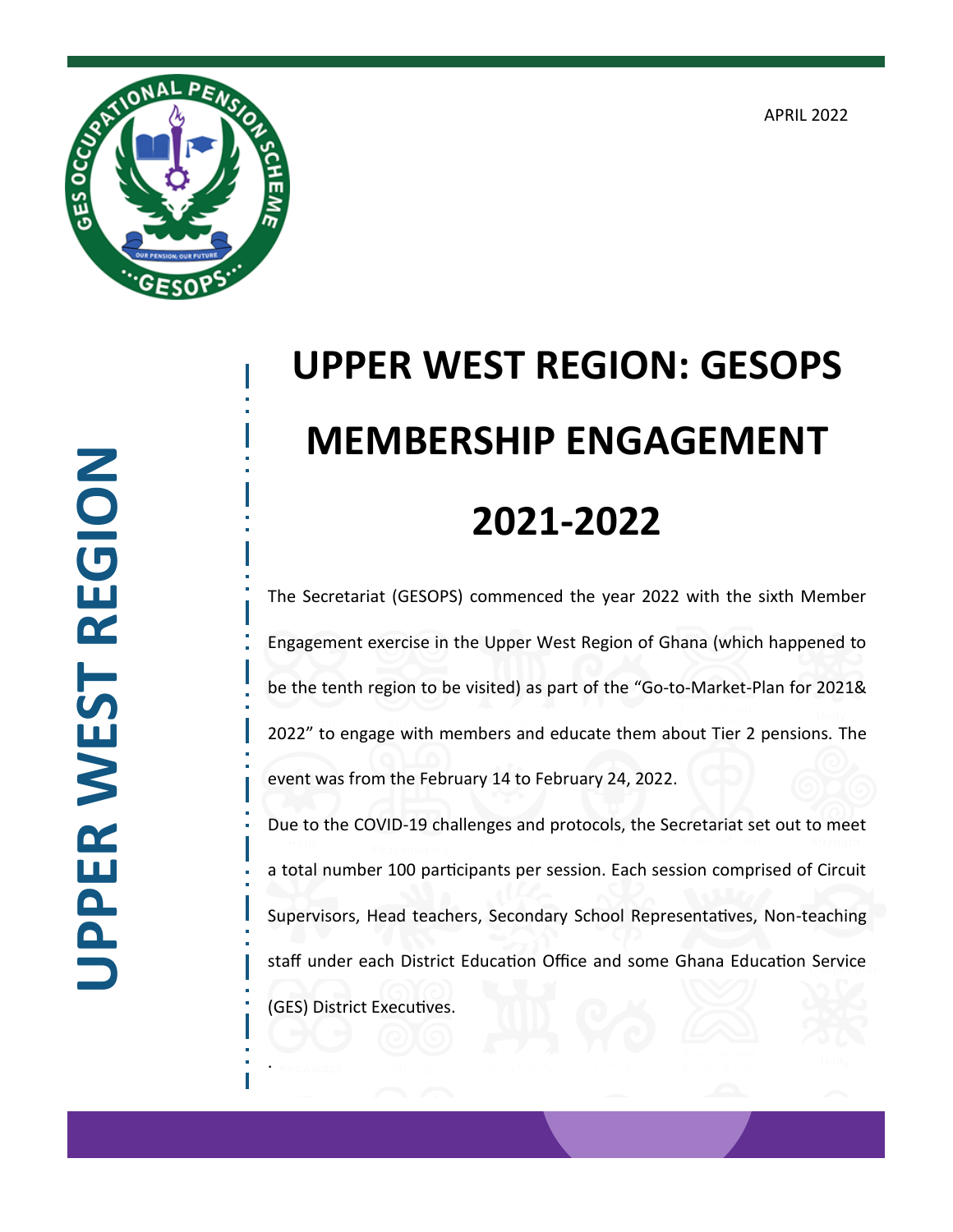APRIL 2022

UPPER WEST REGION

# UPPER WEST REGION: GESOPS MEMBERSHIP ENGAGEMENT 2021-2022

The Secretariat (GESOPS) commenced the year 2022 with the sixth Member Engagement exercise in the Upper West Region of Ghana (which happened to be the tenth region to be visited) as part of the “Go-to-Market-Plan for 2021& 2022” to engage with members and educate them about Tier 2 pensions. The event was from the February 14 to February 24, 2022.

Due to the COVID-19 challenges and protocols, the Secretariat set out to meet a total number 100 participants per session. Each session comprised of Circuit Supervisors, Head teachers, Secondary School Representatives, Non-teaching staff under each District Education Office and some Ghana Education Service (GES) District Executives.

.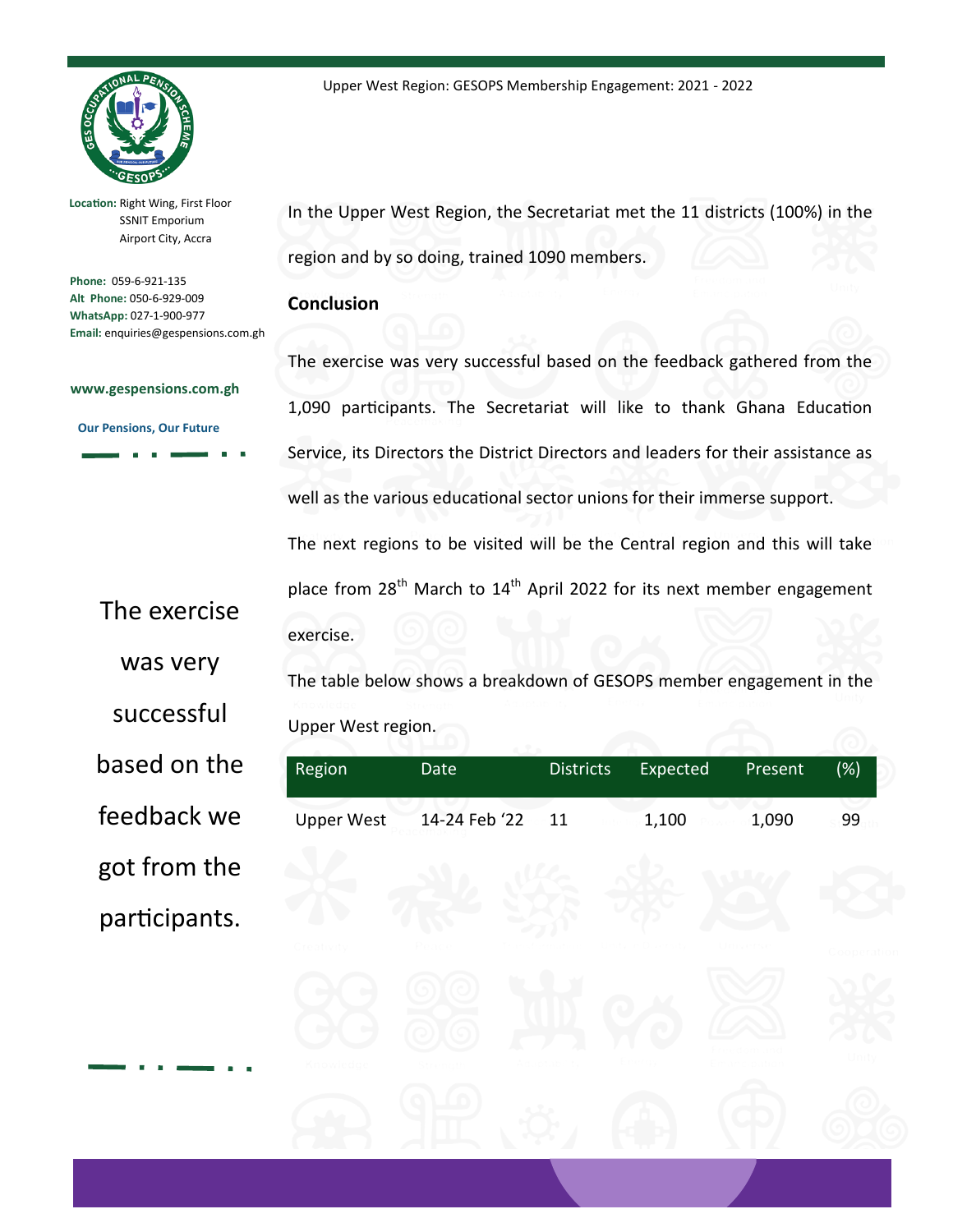**Location:** Right Wing, First Floor
SSNIT Emporium
Airport City, Accra

**Phone:** 059-6-921-135
**Alt Phone:** 050-6-929-009
**WhatsApp:** 027-1-900-977
**Email:** enquiries@gespensions.com.gh

**www.gespensions.com.gh**

**Our Pensions, Our Future**

In the Upper West Region, the Secretariat met the 11 districts (100%) in the region and by so doing, trained 1090 members.

## Conclusion

The exercise was very successful based on the feedback gathered from the 1,090 participants. The Secretariat will like to thank Ghana Education Service, its Directors the District Directors and leaders for their assistance as well as the various educational sector unions for their immerse support.

The next regions to be visited will be the Central region and this will take place from 28th March to 14th April 2022 for its next member engagement exercise.

The table below shows a breakdown of GESOPS member engagement in the Upper West region.

| Region | Date | Districts | Expected | Present | (%) |
|---|---|---|---|---|---|
| Upper West | 14-24 Feb '22 | 11 | 1,100 | 1,090 | 99 |

> The exercise was very successful based on the feedback we got from the participants.